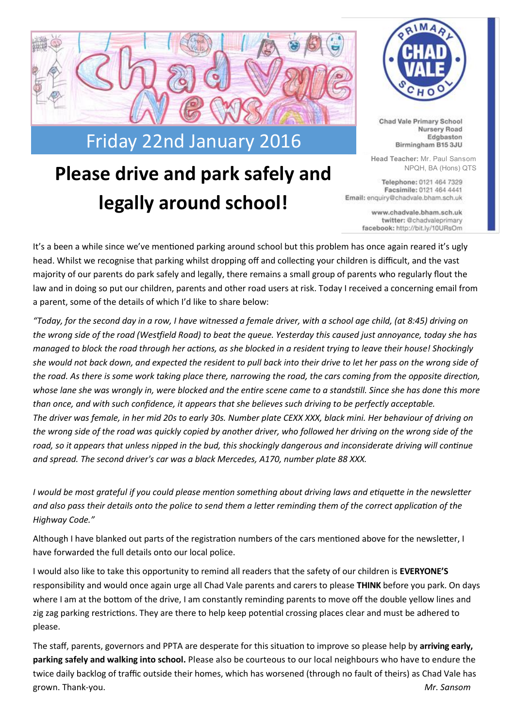# Chad Vale News

Friday 22nd January 2016

Chad Vale Primary School
Nursery Road
Edgbaston
Birmingham B15 3JU

**Head Teacher:** Mr. Paul Sansom
NPQH, BA (Hons) QTS

**Telephone:** 0121 464 7329
**Facsimile:** 0121 464 4441
**Email:** enquiry@chadvale.bham.sch.uk

**www.chadvale.bham.sch.uk**
**twitter:** @chadvaleprimary
**facebook:** http://bit.ly/10URsOm

## Please drive and park safely and legally around school!

It's a been a while since we've mentioned parking around school but this problem has once again reared it's ugly head. Whilst we recognise that parking whilst dropping off and collecting your children is difficult, and the vast majority of our parents do park safely and legally, there remains a small group of parents who regularly flout the law and in doing so put our children, parents and other road users at risk. Today I received a concerning email from a parent, some of the details of which I'd like to share below:

*"Today, for the second day in a row, I have witnessed a female driver, with a school age child, (at 8:45) driving on the wrong side of the road (Westfield Road) to beat the queue. Yesterday this caused just annoyance, today she has managed to block the road through her actions, as she blocked in a resident trying to leave their house! Shockingly she would not back down, and expected the resident to pull back into their drive to let her pass on the wrong side of the road. As there is some work taking place there, narrowing the road, the cars coming from the opposite direction, whose lane she was wrongly in, were blocked and the entire scene came to a standstill. Since she has done this more than once, and with such confidence, it appears that she believes such driving to be perfectly acceptable.*
*The driver was female, in her mid 20s to early 30s. Number plate CEXX XXX, black mini. Her behaviour of driving on the wrong side of the road was quickly copied by another driver, who followed her driving on the wrong side of the road, so it appears that unless nipped in the bud, this shockingly dangerous and inconsiderate driving will continue and spread. The second driver's car was a black Mercedes, A170, number plate 88 XXX.*

*I would be most grateful if you could please mention something about driving laws and etiquette in the newsletter and also pass their details onto the police to send them a letter reminding them of the correct application of the Highway Code."*

Although I have blanked out parts of the registration numbers of the cars mentioned above for the newsletter, I have forwarded the full details onto our local police.

I would also like to take this opportunity to remind all readers that the safety of our children is **EVERYONE'S** responsibility and would once again urge all Chad Vale parents and carers to please **THINK** before you park. On days where I am at the bottom of the drive, I am constantly reminding parents to move off the double yellow lines and zig zag parking restrictions. They are there to help keep potential crossing places clear and must be adhered to please.

The staff, parents, governors and PPTA are desperate for this situation to improve so please help by **arriving early, parking safely and walking into school.** Please also be courteous to our local neighbours who have to endure the twice daily backlog of traffic outside their homes, which has worsened (through no fault of theirs) as Chad Vale has grown. Thank-you.

*Mr. Sansom*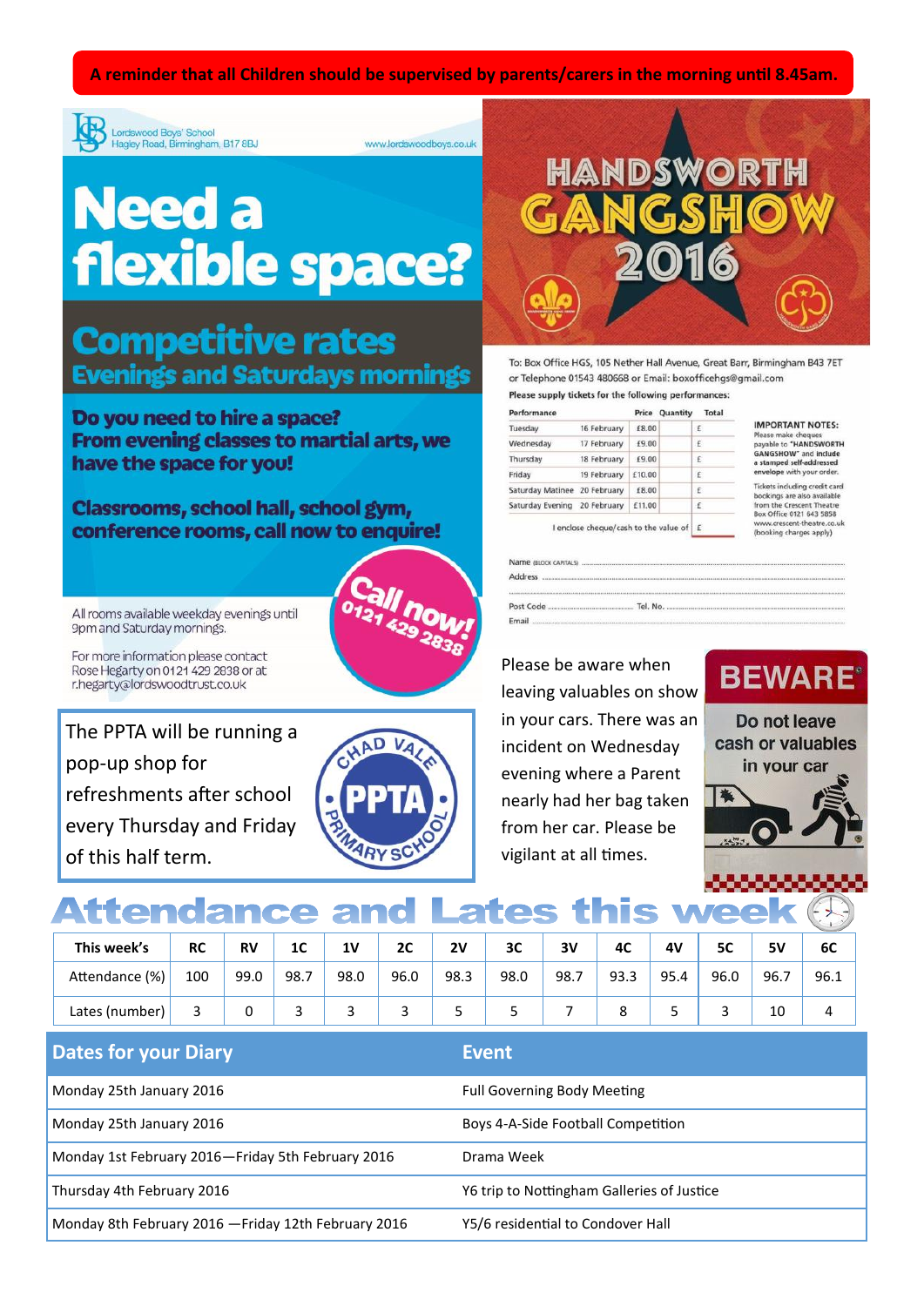**A reminder that all Children should be supervised by parents/carers in the morning until 8.45am.**

Lordswood Boys' School
Hagley Road, Birmingham, B17 8BJ
www.lordswoodboys.co.uk

# Need a flexible space?

## Competitive rates

### Evenings and Saturdays mornings

**Do you need to hire a space?**
**From evening classes to martial arts, we have the space for you!**

**Classrooms, school hall, school gym, conference rooms, call now to enquire!**

All rooms available weekday evenings until 9pm and Saturday mornings.

For more information please contact Rose Hegarty on 0121 429 2838 or at r.hegarty@lordswoodtrust.co.uk

**Call now! 0121 429 2838**

# HANDSWORTH GANGSHOW 2016

To: Box Office HGS, 105 Nether Hall Avenue, Great Barr, Birmingham B43 7ET
or Telephone 01543 480668 or Email: boxofficehgs@gmail.com

**Please supply tickets for the following performances:**

| Performance | | Price | Quantity | Total |
|---|---|---|---|---|
| Tuesday | 16 February | £8.00 | | £ |
| Wednesday | 17 February | £9.00 | | £ |
| Thursday | 18 February | £9.00 | | £ |
| Friday | 19 February | £10.00 | | £ |
| Saturday Matinee | 20 February | £8.00 | | £ |
| Saturday Evening | 20 February | £11.00 | | £ |
| I enclose cheque/cash to the value of | | | | £ |

**IMPORTANT NOTES:**
Please make cheques payable to **"HANDSWORTH GANGSHOW"** and include a stamped self-addressed envelope with your order.

Tickets including credit card bookings are also available from the Crescent Theatre Box Office 0121 643 5858 www.crescent-theatre.co.uk (booking charges apply)

Name (BLOCK CAPITALS) ..................................................

Address ..................................................

Post Code .................... Tel. No. ....................

Email ..................................................

The PPTA will be running a pop-up shop for refreshments after school every Thursday and Friday of this half term.

CHAD VALE PRIMARY SCHOOL PPTA

Please be aware when leaving valuables on show in your cars. There was an incident on Wednesday evening where a Parent nearly had her bag taken from her car. Please be vigilant at all times.

**BEWARE**
**Do not leave cash or valuables in your car**

# Attendance and Lates this week

| This week's | RC | RV | 1C | 1V | 2C | 2V | 3C | 3V | 4C | 4V | 5C | 5V | 6C |
|---|---|---|---|---|---|---|---|---|---|---|---|---|---|
| Attendance (%) | 100 | 99.0 | 98.7 | 98.0 | 96.0 | 98.3 | 98.0 | 98.7 | 93.3 | 95.4 | 96.0 | 96.7 | 96.1 |
| Lates (number) | 3 | 0 | 3 | 3 | 3 | 5 | 5 | 7 | 8 | 5 | 3 | 10 | 4 |

| Dates for your Diary | Event |
|---|---|
| Monday 25th January 2016 | Full Governing Body Meeting |
| Monday 25th January 2016 | Boys 4-A-Side Football Competition |
| Monday 1st February 2016—Friday 5th February 2016 | Drama Week |
| Thursday 4th February 2016 | Y6 trip to Nottingham Galleries of Justice |
| Monday 8th February 2016 —Friday 12th February 2016 | Y5/6 residential to Condover Hall |